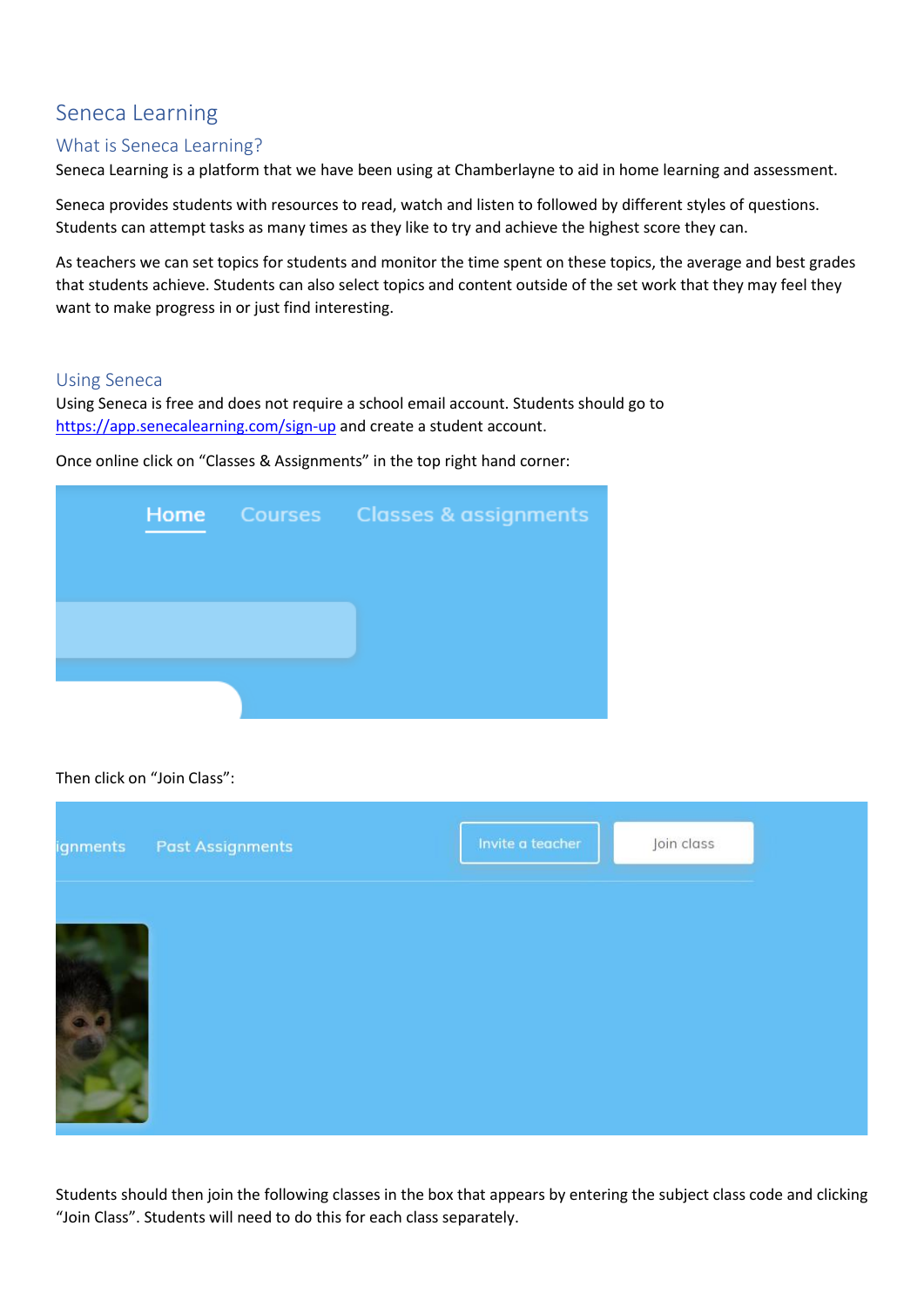# Seneca Learning

## What is Seneca Learning?

Seneca Learning is a platform that we have been using at Chamberlayne to aid in home learning and assessment.

Seneca provides students with resources to read, watch and listen to followed by different styles of questions. Students can attempt tasks as many times as they like to try and achieve the highest score they can.

As teachers we can set topics for students and monitor the time spent on these topics, the average and best grades that students achieve. Students can also select topics and content outside of the set work that they may feel they want to make progress in or just find interesting.

## Using Seneca

Using Seneca is free and does not require a school email account. Students should go to [https://app.senecalearning.com/sign-up](https://app.senecalearning.com/sign-up) and create a student account.

Once online click on "Classes & Assignments" in the top right hand corner:

Then click on "Join Class":

Students should then join the following classes in the box that appears by entering the subject class code and clicking "Join Class". Students will need to do this for each class separately.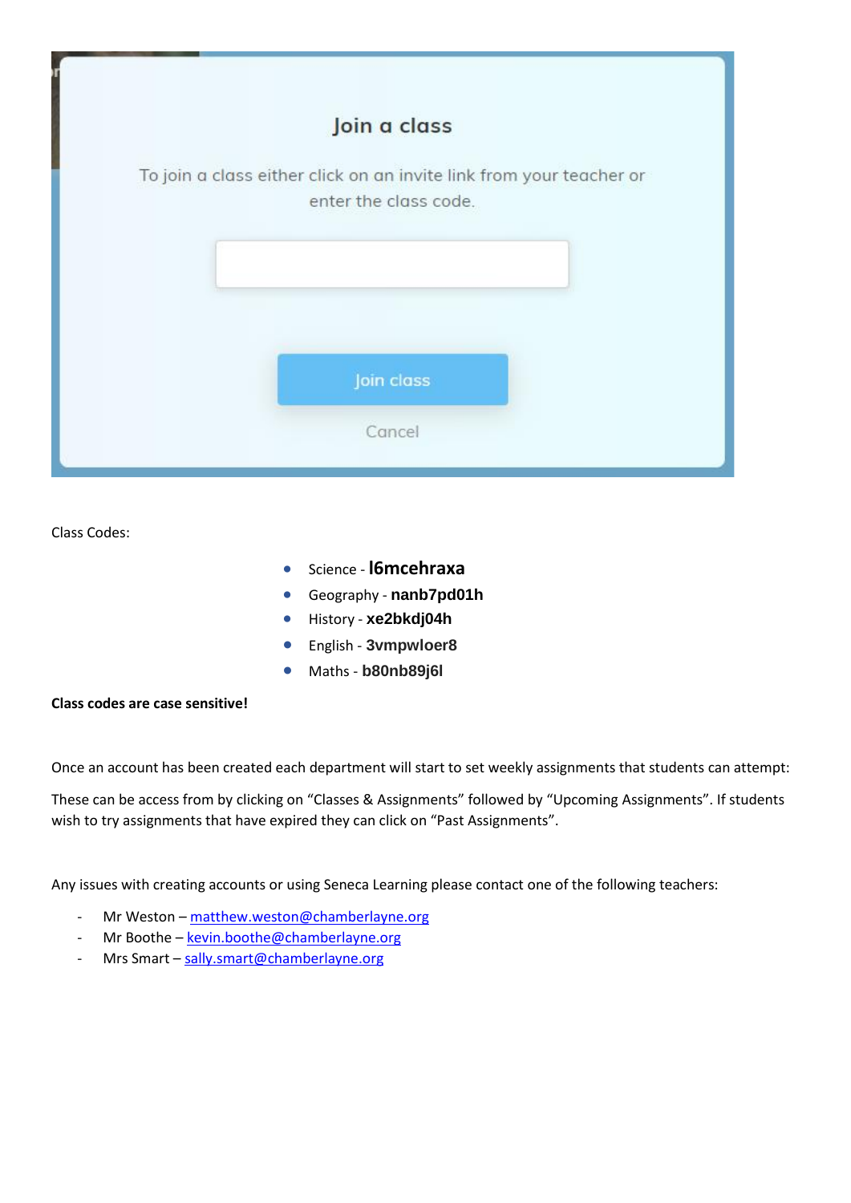Join a class

To join a class either click on an invite link from your teacher or enter the class code.

Join class

Cancel

Class Codes:

- Science - **l6mcehraxa**
- Geography - **nanb7pd01h**
- History - **xe2bkdj04h**
- English - **3vmpwloer8**
- Maths - **b80nb89j6l**

**Class codes are case sensitive!**

Once an account has been created each department will start to set weekly assignments that students can attempt:

These can be access from by clicking on "Classes & Assignments" followed by "Upcoming Assignments". If students wish to try assignments that have expired they can click on "Past Assignments".

Any issues with creating accounts or using Seneca Learning please contact one of the following teachers:

- Mr Weston – matthew.weston@chamberlayne.org
- Mr Boothe – kevin.boothe@chamberlayne.org
- Mrs Smart – sally.smart@chamberlayne.org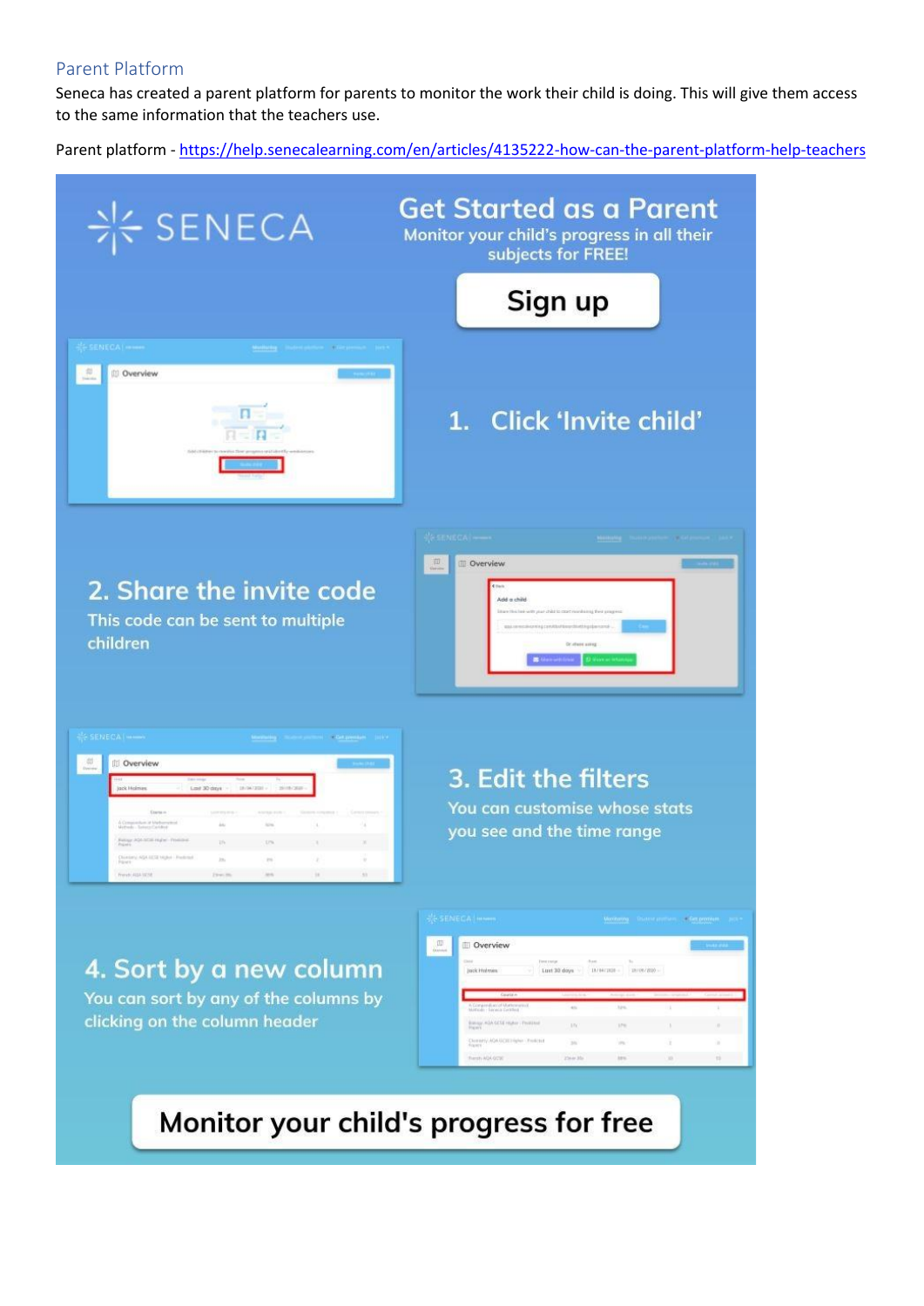## Parent Platform

Seneca has created a parent platform for parents to monitor the work their child is doing. This will give them access to the same information that the teachers use.

Parent platform - https://help.senecalearning.com/en/articles/4135222-how-can-the-parent-platform-help-teachers

SENECA

Get Started as a Parent

Monitor your child's progress in all their subjects for FREE!

Sign up

1. Click 'Invite child'

2. Share the invite code

This code can be sent to multiple children

3. Edit the filters

You can customise whose stats you see and the time range

4. Sort by a new column

You can sort by any of the columns by clicking on the column header

Monitor your child's progress for free